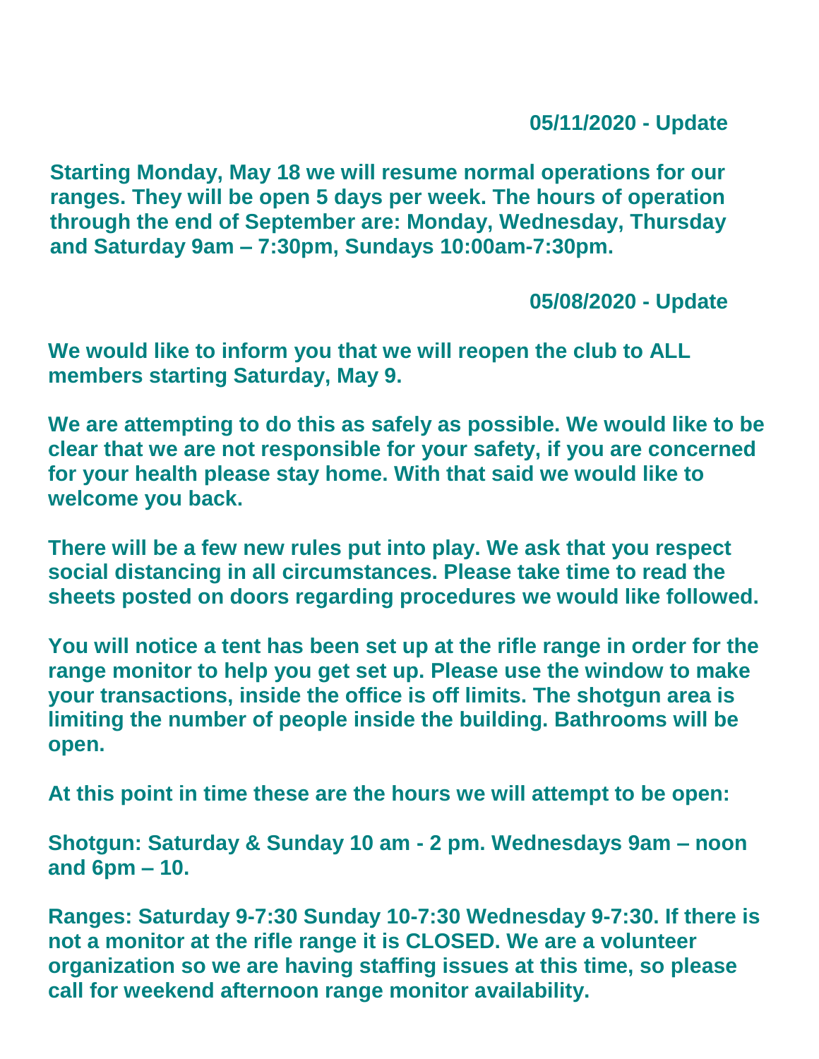**05/11/2020 - Update**

**Starting Monday, May 18 we will resume normal operations for our ranges. They will be open 5 days per week. The hours of operation through the end of September are: Monday, Wednesday, Thursday and Saturday 9am – 7:30pm, Sundays 10:00am-7:30pm.**

**05/08/2020 - Update**

**We would like to inform you that we will reopen the club to ALL members starting Saturday, May 9.**

**We are attempting to do this as safely as possible. We would like to be clear that we are not responsible for your safety, if you are concerned for your health please stay home. With that said we would like to welcome you back.**

**There will be a few new rules put into play. We ask that you respect social distancing in all circumstances. Please take time to read the sheets posted on doors regarding procedures we would like followed.**

**You will notice a tent has been set up at the rifle range in order for the range monitor to help you get set up. Please use the window to make your transactions, inside the office is off limits. The shotgun area is limiting the number of people inside the building. Bathrooms will be open.**

**At this point in time these are the hours we will attempt to be open:**

**Shotgun: Saturday & Sunday 10 am - 2 pm. Wednesdays 9am – noon and 6pm – 10.**

**Ranges: Saturday 9-7:30 Sunday 10-7:30 Wednesday 9-7:30. If there is not a monitor at the rifle range it is CLOSED. We are a volunteer organization so we are having staffing issues at this time, so please call for weekend afternoon range monitor availability.**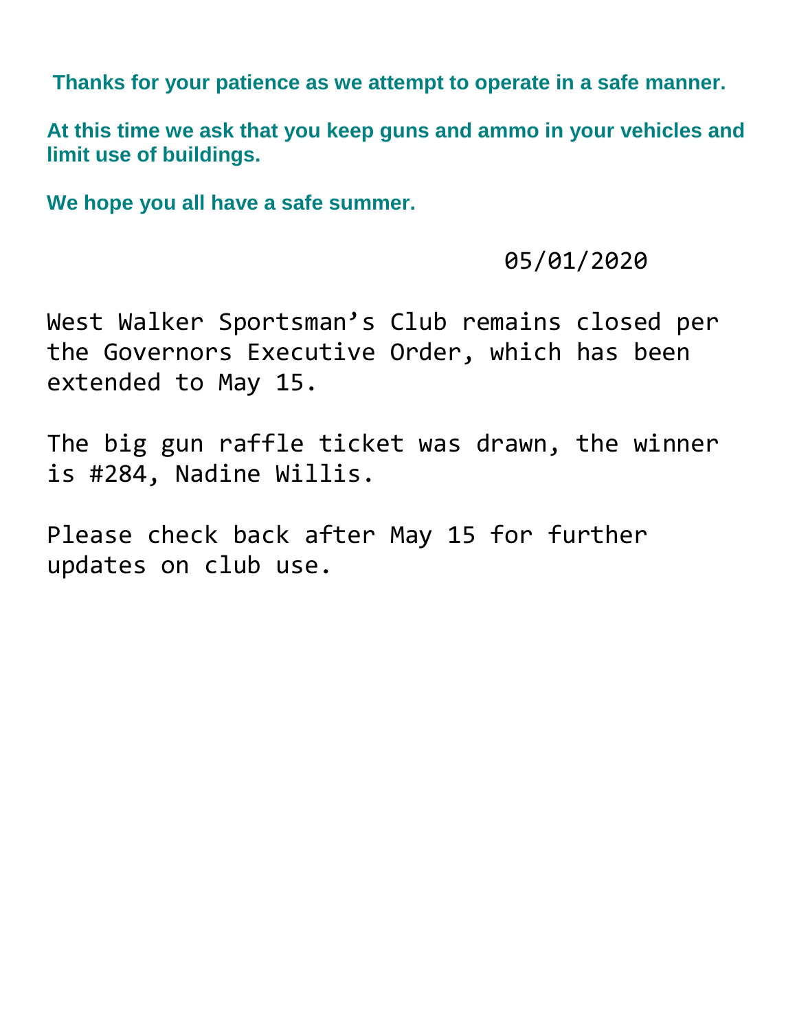**Thanks for your patience as we attempt to operate in a safe manner.**

**At this time we ask that you keep guns and ammo in your vehicles and limit use of buildings.**

**We hope you all have a safe summer.**

05/01/2020

West Walker Sportsman's Club remains closed per the Governors Executive Order, which has been extended to May 15.

The big gun raffle ticket was drawn, the winner is #284, Nadine Willis.

Please check back after May 15 for further updates on club use.